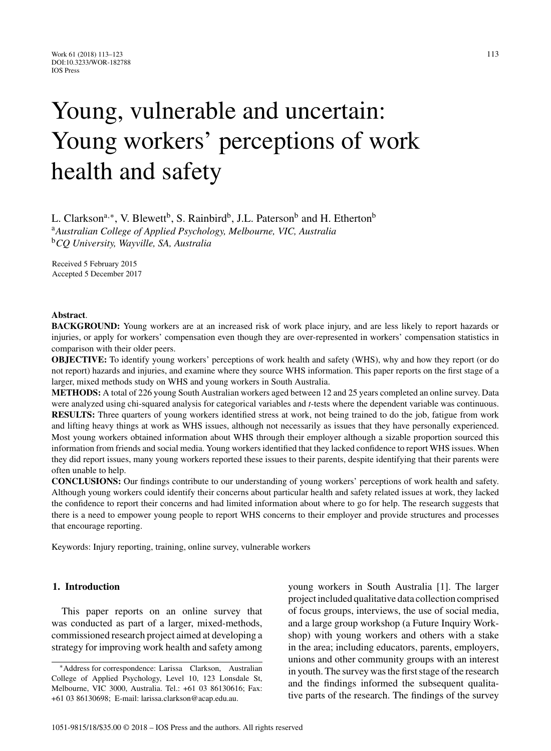# Young, vulnerable and uncertain: Young workers' perceptions of work health and safety

L. Clarkson[a,*], V. Blewett[b], S. Rainbird[b], J.L. Paterson[b] and H. Etherton[b]

[a] *Australian College of Applied Psychology, Melbourne, VIC, Australia*

[b] *CQ University, Wayville, SA, Australia*

Received 5 February 2015

Accepted 5 December 2017

**Abstract**.

**BACKGROUND:** Young workers are at an increased risk of work place injury, and are less likely to report hazards or injuries, or apply for workers' compensation even though they are over-represented in workers' compensation statistics in comparison with their older peers.

**OBJECTIVE:** To identify young workers' perceptions of work health and safety (WHS), why and how they report (or do not report) hazards and injuries, and examine where they source WHS information. This paper reports on the first stage of a larger, mixed methods study on WHS and young workers in South Australia.

**METHODS:** A total of 226 young South Australian workers aged between 12 and 25 years completed an online survey. Data were analyzed using chi-squared analysis for categorical variables and *t*-tests where the dependent variable was continuous.

**RESULTS:** Three quarters of young workers identified stress at work, not being trained to do the job, fatigue from work and lifting heavy things at work as WHS issues, although not necessarily as issues that they have personally experienced. Most young workers obtained information about WHS through their employer although a sizable proportion sourced this information from friends and social media. Young workers identified that they lacked confidence to report WHS issues. When they did report issues, many young workers reported these issues to their parents, despite identifying that their parents were often unable to help.

**CONCLUSIONS:** Our findings contribute to our understanding of young workers' perceptions of work health and safety. Although young workers could identify their concerns about particular health and safety related issues at work, they lacked the confidence to report their concerns and had limited information about where to go for help. The research suggests that there is a need to empower young people to report WHS concerns to their employer and provide structures and processes that encourage reporting.

Keywords: Injury reporting, training, online survey, vulnerable workers

## 1. Introduction

This paper reports on an online survey that was conducted as part of a larger, mixed-methods, commissioned research project aimed at developing a strategy for improving work health and safety among young workers in South Australia [1]. The larger project included qualitative data collection comprised of focus groups, interviews, the use of social media, and a large group workshop (a Future Inquiry Workshop) with young workers and others with a stake in the area; including educators, parents, employers, unions and other community groups with an interest in youth. The survey was the first stage of the research and the findings informed the subsequent qualitative parts of the research. The findings of the survey

---

*Address for correspondence: Larissa Clarkson, Australian College of Applied Psychology, Level 10, 123 Lonsdale St, Melbourne, VIC 3000, Australia. Tel.: +61 03 86130616; Fax: +61 03 86130698; E-mail: larissa.clarkson@acap.edu.au.

1051-9815/18/$35.00 © 2018 – IOS Press and the authors. All rights reserved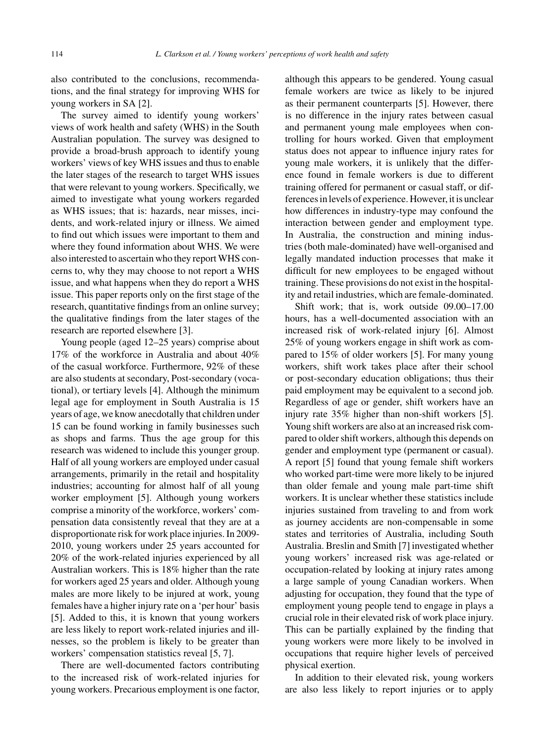also contributed to the conclusions, recommendations, and the final strategy for improving WHS for young workers in SA [2].

The survey aimed to identify young workers' views of work health and safety (WHS) in the South Australian population. The survey was designed to provide a broad-brush approach to identify young workers' views of key WHS issues and thus to enable the later stages of the research to target WHS issues that were relevant to young workers. Specifically, we aimed to investigate what young workers regarded as WHS issues; that is: hazards, near misses, incidents, and work-related injury or illness. We aimed to find out which issues were important to them and where they found information about WHS. We were also interested to ascertain who they report WHS concerns to, why they may choose to not report a WHS issue, and what happens when they do report a WHS issue. This paper reports only on the first stage of the research, quantitative findings from an online survey; the qualitative findings from the later stages of the research are reported elsewhere [3].

Young people (aged 12–25 years) comprise about 17% of the workforce in Australia and about 40% of the casual workforce. Furthermore, 92% of these are also students at secondary, Post-secondary (vocational), or tertiary levels [4]. Although the minimum legal age for employment in South Australia is 15 years of age, we know anecdotally that children under 15 can be found working in family businesses such as shops and farms. Thus the age group for this research was widened to include this younger group. Half of all young workers are employed under casual arrangements, primarily in the retail and hospitality industries; accounting for almost half of all young worker employment [5]. Although young workers comprise a minority of the workforce, workers' compensation data consistently reveal that they are at a disproportionate risk for work place injuries. In 2009-2010, young workers under 25 years accounted for 20% of the work-related injuries experienced by all Australian workers. This is 18% higher than the rate for workers aged 25 years and older. Although young males are more likely to be injured at work, young females have a higher injury rate on a 'per hour' basis [5]. Added to this, it is known that young workers are less likely to report work-related injuries and illnesses, so the problem is likely to be greater than workers' compensation statistics reveal [5, 7].

There are well-documented factors contributing to the increased risk of work-related injuries for young workers. Precarious employment is one factor, although this appears to be gendered. Young casual female workers are twice as likely to be injured as their permanent counterparts [5]. However, there is no difference in the injury rates between casual and permanent young male employees when controlling for hours worked. Given that employment status does not appear to influence injury rates for young male workers, it is unlikely that the difference found in female workers is due to different training offered for permanent or casual staff, or differences in levels of experience. However, it is unclear how differences in industry-type may confound the interaction between gender and employment type. In Australia, the construction and mining industries (both male-dominated) have well-organised and legally mandated induction processes that make it difficult for new employees to be engaged without training. These provisions do not exist in the hospitality and retail industries, which are female-dominated.

Shift work; that is, work outside 09.00–17.00 hours, has a well-documented association with an increased risk of work-related injury [6]. Almost 25% of young workers engage in shift work as compared to 15% of older workers [5]. For many young workers, shift work takes place after their school or post-secondary education obligations; thus their paid employment may be equivalent to a second job. Regardless of age or gender, shift workers have an injury rate 35% higher than non-shift workers [5]. Young shift workers are also at an increased risk compared to older shift workers, although this depends on gender and employment type (permanent or casual). A report [5] found that young female shift workers who worked part-time were more likely to be injured than older female and young male part-time shift workers. It is unclear whether these statistics include injuries sustained from traveling to and from work as journey accidents are non-compensable in some states and territories of Australia, including South Australia. Breslin and Smith [7] investigated whether young workers' increased risk was age-related or occupation-related by looking at injury rates among a large sample of young Canadian workers. When adjusting for occupation, they found that the type of employment young people tend to engage in plays a crucial role in their elevated risk of work place injury. This can be partially explained by the finding that young workers were more likely to be involved in occupations that require higher levels of perceived physical exertion.

In addition to their elevated risk, young workers are also less likely to report injuries or to apply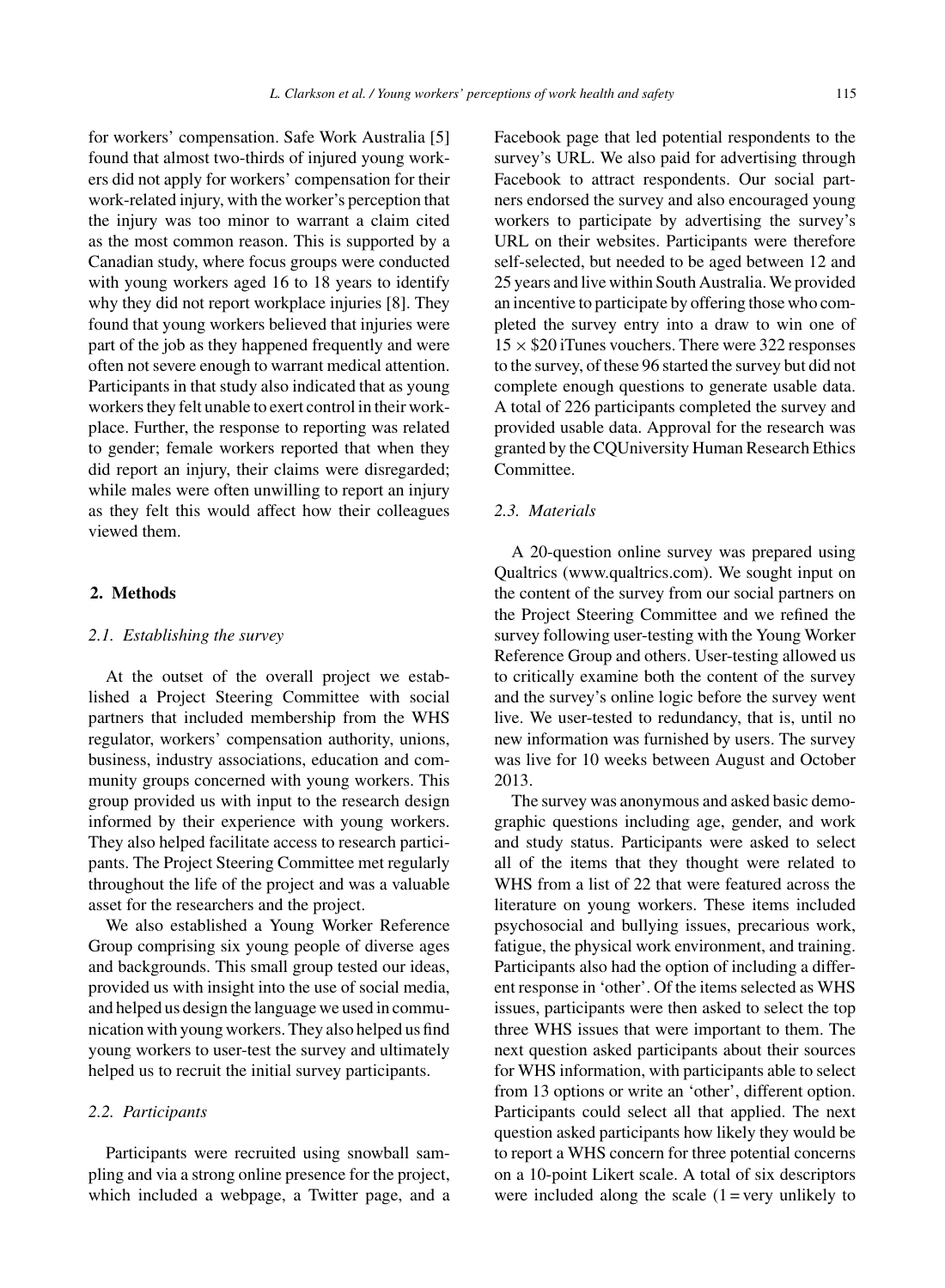for workers' compensation. Safe Work Australia [5] found that almost two-thirds of injured young workers did not apply for workers' compensation for their work-related injury, with the worker's perception that the injury was too minor to warrant a claim cited as the most common reason. This is supported by a Canadian study, where focus groups were conducted with young workers aged 16 to 18 years to identify why they did not report workplace injuries [8]. They found that young workers believed that injuries were part of the job as they happened frequently and were often not severe enough to warrant medical attention. Participants in that study also indicated that as young workers they felt unable to exert control in their workplace. Further, the response to reporting was related to gender; female workers reported that when they did report an injury, their claims were disregarded; while males were often unwilling to report an injury as they felt this would affect how their colleagues viewed them.

## 2. Methods

### *2.1. Establishing the survey*

At the outset of the overall project we established a Project Steering Committee with social partners that included membership from the WHS regulator, workers' compensation authority, unions, business, industry associations, education and community groups concerned with young workers. This group provided us with input to the research design informed by their experience with young workers. They also helped facilitate access to research participants. The Project Steering Committee met regularly throughout the life of the project and was a valuable asset for the researchers and the project.

We also established a Young Worker Reference Group comprising six young people of diverse ages and backgrounds. This small group tested our ideas, provided us with insight into the use of social media, and helped us design the language we used in communication with young workers. They also helped us find young workers to user-test the survey and ultimately helped us to recruit the initial survey participants.

### *2.2. Participants*

Participants were recruited using snowball sampling and via a strong online presence for the project, which included a webpage, a Twitter page, and a Facebook page that led potential respondents to the survey's URL. We also paid for advertising through Facebook to attract respondents. Our social partners endorsed the survey and also encouraged young workers to participate by advertising the survey's URL on their websites. Participants were therefore self-selected, but needed to be aged between 12 and 25 years and live within South Australia. We provided an incentive to participate by offering those who completed the survey entry into a draw to win one of $15 \times$ \$20 iTunes vouchers. There were 322 responses to the survey, of these 96 started the survey but did not complete enough questions to generate usable data. A total of 226 participants completed the survey and provided usable data. Approval for the research was granted by the CQUniversity Human Research Ethics Committee.

### *2.3. Materials*

A 20-question online survey was prepared using Qualtrics (www.qualtrics.com). We sought input on the content of the survey from our social partners on the Project Steering Committee and we refined the survey following user-testing with the Young Worker Reference Group and others. User-testing allowed us to critically examine both the content of the survey and the survey's online logic before the survey went live. We user-tested to redundancy, that is, until no new information was furnished by users. The survey was live for 10 weeks between August and October 2013.

The survey was anonymous and asked basic demographic questions including age, gender, and work and study status. Participants were asked to select all of the items that they thought were related to WHS from a list of 22 that were featured across the literature on young workers. These items included psychosocial and bullying issues, precarious work, fatigue, the physical work environment, and training. Participants also had the option of including a different response in 'other'. Of the items selected as WHS issues, participants were then asked to select the top three WHS issues that were important to them. The next question asked participants about their sources for WHS information, with participants able to select from 13 options or write an 'other', different option. Participants could select all that applied. The next question asked participants how likely they would be to report a WHS concern for three potential concerns on a 10-point Likert scale. A total of six descriptors were included along the scale (1 = very unlikely to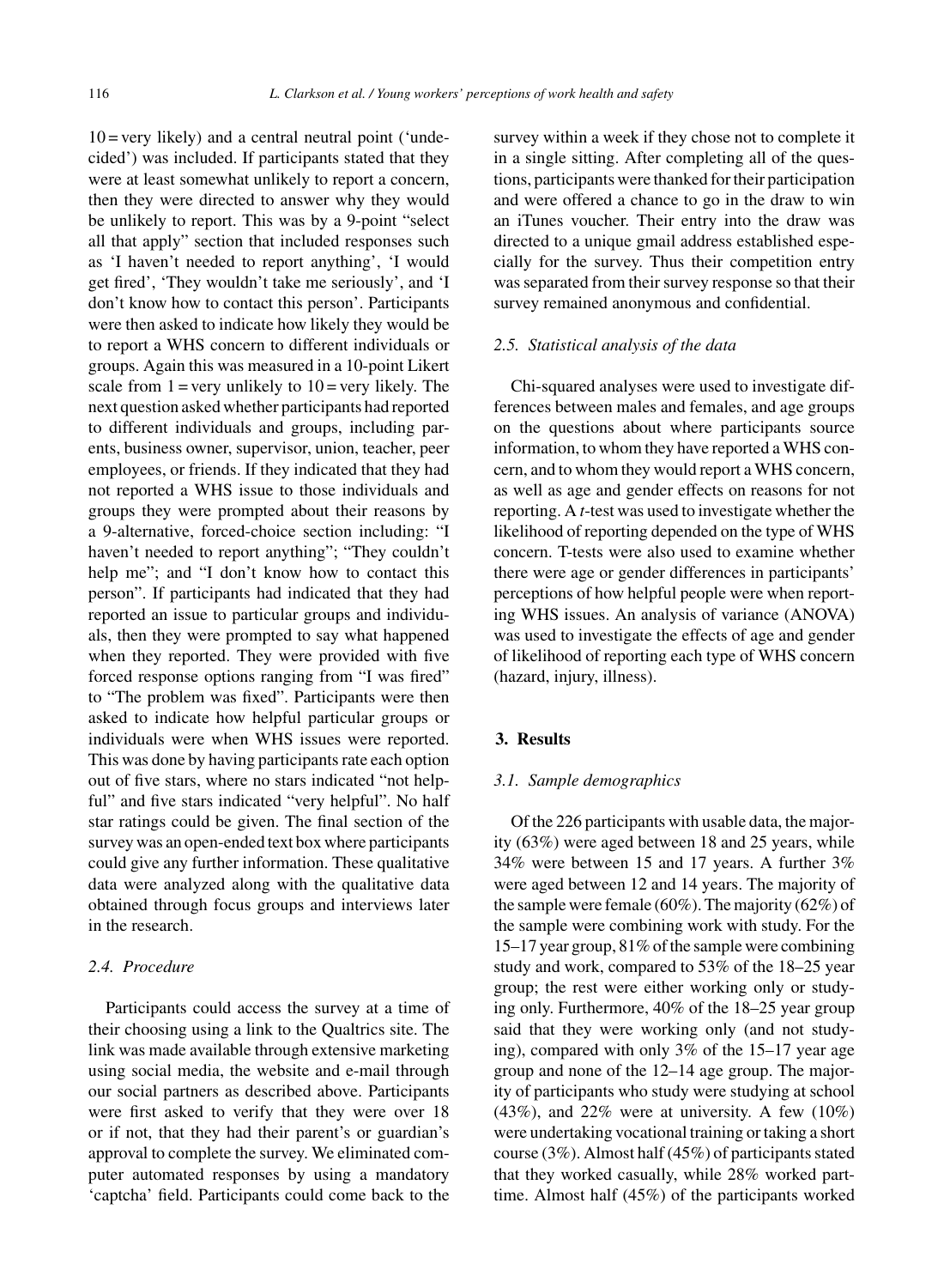10 = very likely) and a central neutral point ('undecided') was included. If participants stated that they were at least somewhat unlikely to report a concern, then they were directed to answer why they would be unlikely to report. This was by a 9-point "select all that apply" section that included responses such as 'I haven't needed to report anything', 'I would get fired', 'They wouldn't take me seriously', and 'I don't know how to contact this person'. Participants were then asked to indicate how likely they would be to report a WHS concern to different individuals or groups. Again this was measured in a 10-point Likert scale from 1 = very unlikely to 10 = very likely. The next question asked whether participants had reported to different individuals and groups, including parents, business owner, supervisor, union, teacher, peer employees, or friends. If they indicated that they had not reported a WHS issue to those individuals and groups they were prompted about their reasons by a 9-alternative, forced-choice section including: "I haven't needed to report anything"; "They couldn't help me"; and "I don't know how to contact this person". If participants had indicated that they had reported an issue to particular groups and individuals, then they were prompted to say what happened when they reported. They were provided with five forced response options ranging from "I was fired" to "The problem was fixed". Participants were then asked to indicate how helpful particular groups or individuals were when WHS issues were reported. This was done by having participants rate each option out of five stars, where no stars indicated "not helpful" and five stars indicated "very helpful". No half star ratings could be given. The final section of the survey was an open-ended text box where participants could give any further information. These qualitative data were analyzed along with the qualitative data obtained through focus groups and interviews later in the research.

### 2.4. Procedure

Participants could access the survey at a time of their choosing using a link to the Qualtrics site. The link was made available through extensive marketing using social media, the website and e-mail through our social partners as described above. Participants were first asked to verify that they were over 18 or if not, that they had their parent's or guardian's approval to complete the survey. We eliminated computer automated responses by using a mandatory 'captcha' field. Participants could come back to the survey within a week if they chose not to complete it in a single sitting. After completing all of the questions, participants were thanked for their participation and were offered a chance to go in the draw to win an iTunes voucher. Their entry into the draw was directed to a unique gmail address established especially for the survey. Thus their competition entry was separated from their survey response so that their survey remained anonymous and confidential.

### 2.5. Statistical analysis of the data

Chi-squared analyses were used to investigate differences between males and females, and age groups on the questions about where participants source information, to whom they have reported a WHS concern, and to whom they would report a WHS concern, as well as age and gender effects on reasons for not reporting. A *t*-test was used to investigate whether the likelihood of reporting depended on the type of WHS concern. T-tests were also used to examine whether there were age or gender differences in participants' perceptions of how helpful people were when reporting WHS issues. An analysis of variance (ANOVA) was used to investigate the effects of age and gender of likelihood of reporting each type of WHS concern (hazard, injury, illness).

## 3. Results

### 3.1. Sample demographics

Of the 226 participants with usable data, the majority (63%) were aged between 18 and 25 years, while 34% were between 15 and 17 years. A further 3% were aged between 12 and 14 years. The majority of the sample were female (60%). The majority (62%) of the sample were combining work with study. For the 15–17 year group, 81% of the sample were combining study and work, compared to 53% of the 18–25 year group; the rest were either working only or studying only. Furthermore, 40% of the 18–25 year group said that they were working only (and not studying), compared with only 3% of the 15–17 year age group and none of the 12–14 age group. The majority of participants who study were studying at school (43%), and 22% were at university. A few (10%) were undertaking vocational training or taking a short course (3%). Almost half (45%) of participants stated that they worked casually, while 28% worked part-time. Almost half (45%) of the participants worked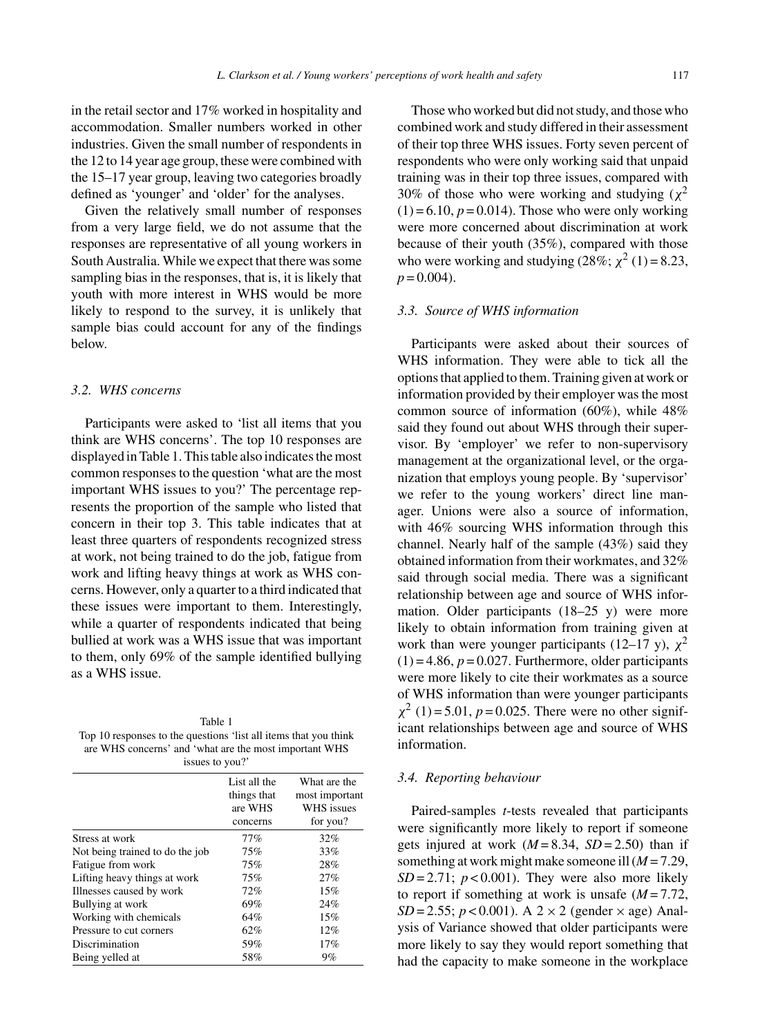in the retail sector and 17% worked in hospitality and accommodation. Smaller numbers worked in other industries. Given the small number of respondents in the 12 to 14 year age group, these were combined with the 15–17 year group, leaving two categories broadly defined as 'younger' and 'older' for the analyses.

Given the relatively small number of responses from a very large field, we do not assume that the responses are representative of all young workers in South Australia. While we expect that there was some sampling bias in the responses, that is, it is likely that youth with more interest in WHS would be more likely to respond to the survey, it is unlikely that sample bias could account for any of the findings below.

### 3.2. WHS concerns

Participants were asked to 'list all items that you think are WHS concerns'. The top 10 responses are displayed in Table 1. This table also indicates the most common responses to the question 'what are the most important WHS issues to you?' The percentage represents the proportion of the sample who listed that concern in their top 3. This table indicates that at least three quarters of respondents recognized stress at work, not being trained to do the job, fatigue from work and lifting heavy things at work as WHS concerns. However, only a quarter to a third indicated that these issues were important to them. Interestingly, while a quarter of respondents indicated that being bullied at work was a WHS issue that was important to them, only 69% of the sample identified bullying as a WHS issue.

Table 1
Top 10 responses to the questions 'list all items that you think are WHS concerns' and 'what are the most important WHS issues to you?'

| | List all the things that are WHS concerns | What are the most important WHS issues for you? |
|---|---|---|
| Stress at work | 77% | 32% |
| Not being trained to do the job | 75% | 33% |
| Fatigue from work | 75% | 28% |
| Lifting heavy things at work | 75% | 27% |
| Illnesses caused by work | 72% | 15% |
| Bullying at work | 69% | 24% |
| Working with chemicals | 64% | 15% |
| Pressure to cut corners | 62% | 12% |
| Discrimination | 59% | 17% |
| Being yelled at | 58% | 9% |

Those who worked but did not study, and those who combined work and study differed in their assessment of their top three WHS issues. Forty seven percent of respondents who were only working said that unpaid training was in their top three issues, compared with 30% of those who were working and studying ($\chi^2$ (1) = 6.10, $p$ = 0.014). Those who were only working were more concerned about discrimination at work because of their youth (35%), compared with those who were working and studying (28%; $\chi^2$ (1) = 8.23, $p$ = 0.004).

### 3.3. Source of WHS information

Participants were asked about their sources of WHS information. They were able to tick all the options that applied to them. Training given at work or information provided by their employer was the most common source of information (60%), while 48% said they found out about WHS through their supervisor. By 'employer' we refer to non-supervisory management at the organizational level, or the organization that employs young people. By 'supervisor' we refer to the young workers' direct line manager. Unions were also a source of information, with 46% sourcing WHS information through this channel. Nearly half of the sample (43%) said they obtained information from their workmates, and 32% said through social media. There was a significant relationship between age and source of WHS information. Older participants (18–25 y) were more likely to obtain information from training given at work than were younger participants (12–17 y), $\chi^2$ (1) = 4.86, $p$ = 0.027. Furthermore, older participants were more likely to cite their workmates as a source of WHS information than were younger participants $\chi^2$ (1) = 5.01, $p$ = 0.025. There were no other significant relationships between age and source of WHS information.

### 3.4. Reporting behaviour

Paired-samples *t*-tests revealed that participants were significantly more likely to report if someone gets injured at work ($M$ = 8.34, $SD$ = 2.50) than if something at work might make someone ill ($M$ = 7.29, $SD$ = 2.71; $p$ < 0.001). They were also more likely to report if something at work is unsafe ($M$ = 7.72, $SD$ = 2.55; $p$ < 0.001). A 2 × 2 (gender × age) Analysis of Variance showed that older participants were more likely to say they would report something that had the capacity to make someone in the workplace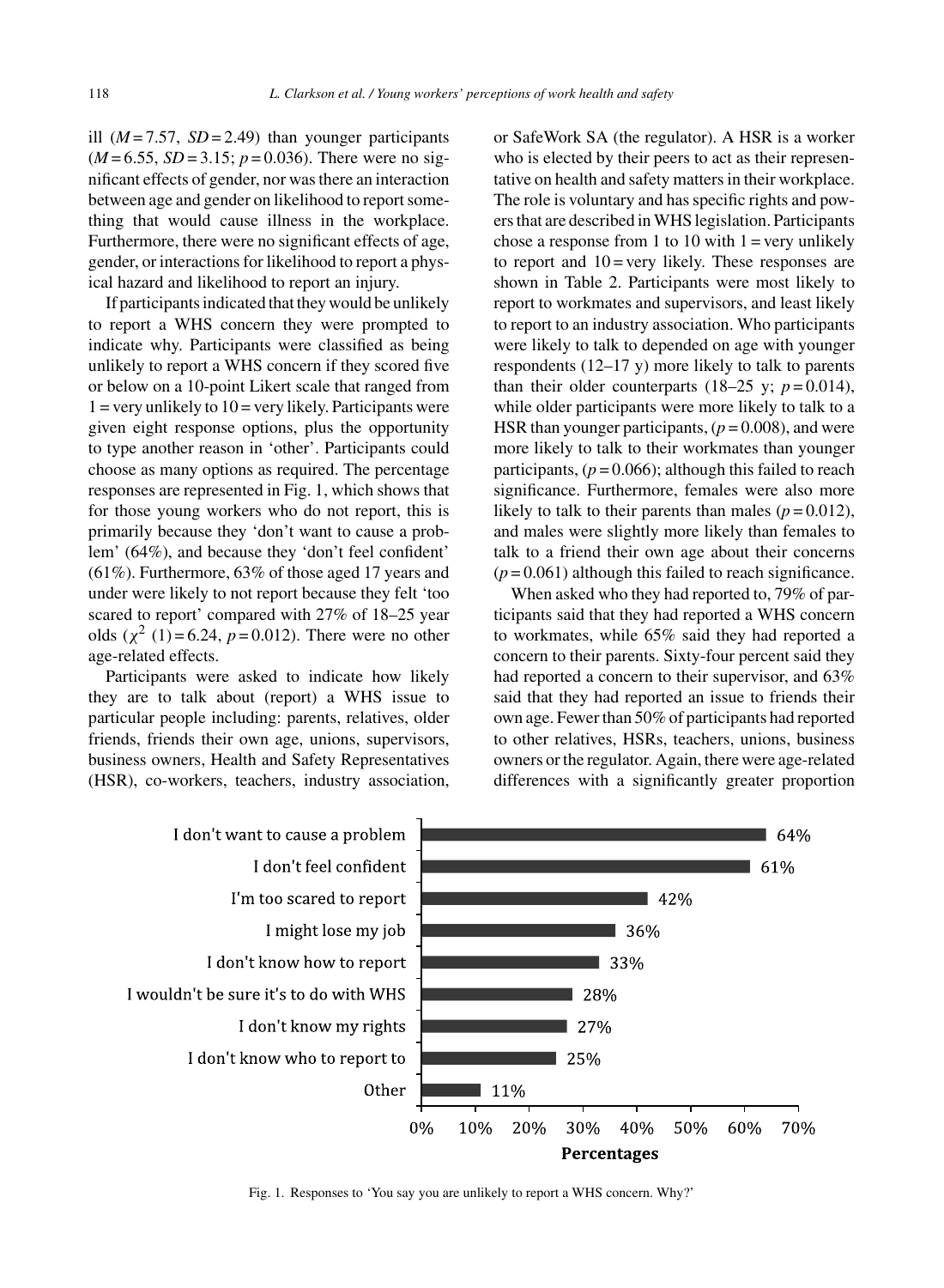ill ($M = 7.57$, $SD = 2.49$) than younger participants ($M = 6.55$, $SD = 3.15$; $p = 0.036$). There were no significant effects of gender, nor was there an interaction between age and gender on likelihood to report something that would cause illness in the workplace. Furthermore, there were no significant effects of age, gender, or interactions for likelihood to report a physical hazard and likelihood to report an injury.

If participants indicated that they would be unlikely to report a WHS concern they were prompted to indicate why. Participants were classified as being unlikely to report a WHS concern if they scored five or below on a 10-point Likert scale that ranged from 1 = very unlikely to 10 = very likely. Participants were given eight response options, plus the opportunity to type another reason in 'other'. Participants could choose as many options as required. The percentage responses are represented in Fig. 1, which shows that for those young workers who do not report, this is primarily because they 'don't want to cause a problem' (64%), and because they 'don't feel confident' (61%). Furthermore, 63% of those aged 17 years and under were likely to not report because they felt 'too scared to report' compared with 27% of 18–25 year olds ($\chi^2$ (1) = 6.24, $p = 0.012$). There were no other age-related effects.

Participants were asked to indicate how likely they are to talk about (report) a WHS issue to particular people including: parents, relatives, older friends, friends their own age, unions, supervisors, business owners, Health and Safety Representatives (HSR), co-workers, teachers, industry association, or SafeWork SA (the regulator). A HSR is a worker who is elected by their peers to act as their representative on health and safety matters in their workplace. The role is voluntary and has specific rights and powers that are described in WHS legislation. Participants chose a response from 1 to 10 with 1 = very unlikely to report and 10 = very likely. These responses are shown in Table 2. Participants were most likely to report to workmates and supervisors, and least likely to report to an industry association. Who participants were likely to talk to depended on age with younger respondents (12–17 y) more likely to talk to parents than their older counterparts (18–25 y; $p = 0.014$), while older participants were more likely to talk to a HSR than younger participants, ($p = 0.008$), and were more likely to talk to their workmates than younger participants, ($p = 0.066$); although this failed to reach significance. Furthermore, females were also more likely to talk to their parents than males ($p = 0.012$), and males were slightly more likely than females to talk to a friend their own age about their concerns ($p = 0.061$) although this failed to reach significance.

When asked who they had reported to, 79% of participants said that they had reported a WHS concern to workmates, while 65% said they had reported a concern to their parents. Sixty-four percent said they had reported a concern to their supervisor, and 63% said that they had reported an issue to friends their own age. Fewer than 50% of participants had reported to other relatives, HSRs, teachers, unions, business owners or the regulator. Again, there were age-related differences with a significantly greater proportion

| Response | Percentages |
|---|---|
| I don't want to cause a problem | 64% |
| I don't feel confident | 61% |
| I'm too scared to report | 42% |
| I might lose my job | 36% |
| I don't know how to report | 33% |
| I wouldn't be sure it's to do with WHS | 28% |
| I don't know my rights | 27% |
| I don't know who to report to | 25% |
| Other | 11% |

Fig. 1. Responses to 'You say you are unlikely to report a WHS concern. Why?'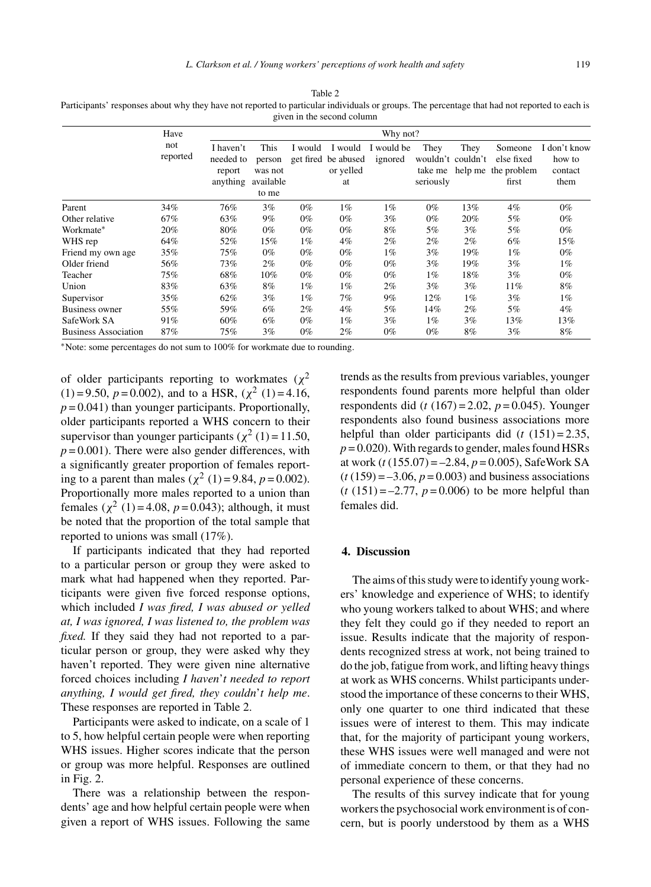Table 2
Participants' responses about why they have not reported to particular individuals or groups. The percentage that had not reported to each is given in the second column

| | Have not reported | Why not? | | | | | | | | |
|---|---|---|---|---|---|---|---|---|---|---|
| | | I haven't needed to report anything | This person was not available to me | I would get fired | I would be abused or yelled at | I would be ignored | They wouldn't take me seriously | They couldn't help me | Someone else fixed the problem first | I don't know how to contact them |
| Parent | 34% | 76% | 3% | 0% | 1% | 1% | 0% | 13% | 4% | 0% |
| Other relative | 67% | 63% | 9% | 0% | 0% | 3% | 0% | 20% | 5% | 0% |
| Workmate* | 20% | 80% | 0% | 0% | 0% | 8% | 5% | 3% | 5% | 0% |
| WHS rep | 64% | 52% | 15% | 1% | 4% | 2% | 2% | 2% | 6% | 15% |
| Friend my own age | 35% | 75% | 0% | 0% | 0% | 1% | 3% | 19% | 1% | 0% |
| Older friend | 56% | 73% | 2% | 0% | 0% | 0% | 3% | 19% | 3% | 1% |
| Teacher | 75% | 68% | 10% | 0% | 0% | 0% | 1% | 18% | 3% | 0% |
| Union | 83% | 63% | 8% | 1% | 1% | 2% | 3% | 3% | 11% | 8% |
| Supervisor | 35% | 62% | 3% | 1% | 7% | 9% | 12% | 1% | 3% | 1% |
| Business owner | 55% | 59% | 6% | 2% | 4% | 5% | 14% | 2% | 5% | 4% |
| SafeWork SA | 91% | 60% | 6% | 0% | 1% | 3% | 1% | 3% | 13% | 13% |
| Business Association | 87% | 75% | 3% | 0% | 2% | 0% | 0% | 8% | 3% | 8% |

*Note: some percentages do not sum to 100% for workmate due to rounding.

of older participants reporting to workmates ($\chi^2$ (1) = 9.50, $p$ = 0.002), and to a HSR, ($\chi^2$ (1) = 4.16, $p$ = 0.041) than younger participants. Proportionally, older participants reported a WHS concern to their supervisor than younger participants ($\chi^2$ (1) = 11.50, $p$ = 0.001). There were also gender differences, with a significantly greater proportion of females reporting to a parent than males ($\chi^2$ (1) = 9.84, $p$ = 0.002). Proportionally more males reported to a union than females ($\chi^2$ (1) = 4.08, $p$ = 0.043); although, it must be noted that the proportion of the total sample that reported to unions was small (17%).

If participants indicated that they had reported to a particular person or group they were asked to mark what had happened when they reported. Participants were given five forced response options, which included *I was fired, I was abused or yelled at, I was ignored, I was listened to, the problem was fixed.* If they said they had not reported to a particular person or group, they were asked why they haven't reported. They were given nine alternative forced choices including *I haven't needed to report anything, I would get fired, they couldn't help me*. These responses are reported in Table 2.

Participants were asked to indicate, on a scale of 1 to 5, how helpful certain people were when reporting WHS issues. Higher scores indicate that the person or group was more helpful. Responses are outlined in Fig. 2.

There was a relationship between the respondents' age and how helpful certain people were when given a report of WHS issues. Following the same trends as the results from previous variables, younger respondents found parents more helpful than older respondents did ($t$ (167) = 2.02, $p$ = 0.045). Younger respondents also found business associations more helpful than older participants did ($t$ (151) = 2.35, $p$ = 0.020). With regards to gender, males found HSRs at work ($t$ (155.07) = –2.84, $p$ = 0.005), SafeWork SA ($t$ (159) = –3.06, $p$ = 0.003) and business associations ($t$ (151) = –2.77, $p$ = 0.006) to be more helpful than females did.

## 4. Discussion

The aims of this study were to identify young workers' knowledge and experience of WHS; to identify who young workers talked to about WHS; and where they felt they could go if they needed to report an issue. Results indicate that the majority of respondents recognized stress at work, not being trained to do the job, fatigue from work, and lifting heavy things at work as WHS concerns. Whilst participants understood the importance of these concerns to their WHS, only one quarter to one third indicated that these issues were of interest to them. This may indicate that, for the majority of participant young workers, these WHS issues were well managed and were not of immediate concern to them, or that they had no personal experience of these concerns.

The results of this survey indicate that for young workers the psychosocial work environment is of concern, but is poorly understood by them as a WHS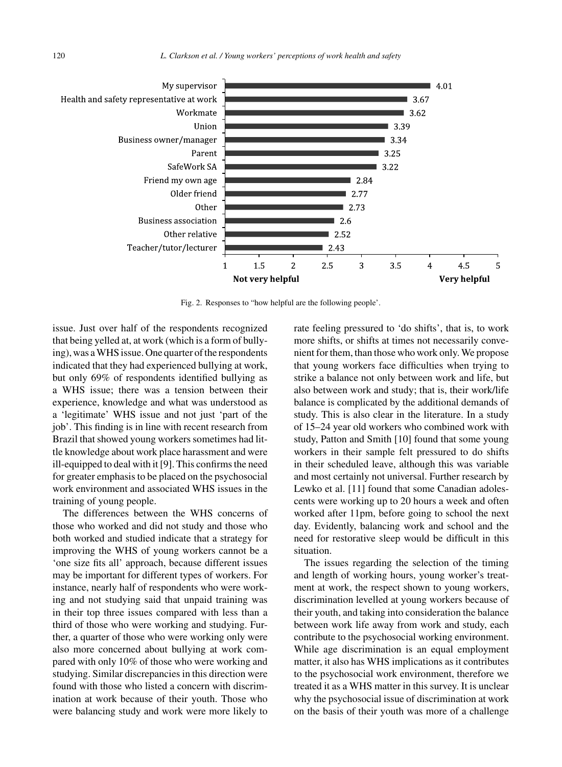| | |
|---|---|
| My supervisor | 4.01 |
| Health and safety representative at work | 3.67 |
| Workmate | 3.62 |
| Union | 3.39 |
| Business owner/manager | 3.34 |
| Parent | 3.25 |
| SafeWork SA | 3.22 |
| Friend my own age | 2.84 |
| Older friend | 2.77 |
| Other | 2.73 |
| Business association | 2.6 |
| Other relative | 2.52 |
| Teacher/tutor/lecturer | 2.43 |

Scale: 1 (Not very helpful) to 5 (Very helpful)

Fig. 2. Responses to "how helpful are the following people'.

issue. Just over half of the respondents recognized that being yelled at, at work (which is a form of bullying), was a WHS issue. One quarter of the respondents indicated that they had experienced bullying at work, but only 69% of respondents identified bullying as a WHS issue; there was a tension between their experience, knowledge and what was understood as a 'legitimate' WHS issue and not just 'part of the job'. This finding is in line with recent research from Brazil that showed young workers sometimes had little knowledge about work place harassment and were ill-equipped to deal with it [9]. This confirms the need for greater emphasis to be placed on the psychosocial work environment and associated WHS issues in the training of young people.

The differences between the WHS concerns of those who worked and did not study and those who both worked and studied indicate that a strategy for improving the WHS of young workers cannot be a 'one size fits all' approach, because different issues may be important for different types of workers. For instance, nearly half of respondents who were working and not studying said that unpaid training was in their top three issues compared with less than a third of those who were working and studying. Further, a quarter of those who were working only were also more concerned about bullying at work compared with only 10% of those who were working and studying. Similar discrepancies in this direction were found with those who listed a concern with discrimination at work because of their youth. Those who were balancing study and work were more likely to rate feeling pressured to 'do shifts', that is, to work more shifts, or shifts at times not necessarily convenient for them, than those who work only. We propose that young workers face difficulties when trying to strike a balance not only between work and life, but also between work and study; that is, their work/life balance is complicated by the additional demands of study. This is also clear in the literature. In a study of 15–24 year old workers who combined work with study, Patton and Smith [10] found that some young workers in their sample felt pressured to do shifts in their scheduled leave, although this was variable and most certainly not universal. Further research by Lewko et al. [11] found that some Canadian adolescents were working up to 20 hours a week and often worked after 11pm, before going to school the next day. Evidently, balancing work and school and the need for restorative sleep would be difficult in this situation.

The issues regarding the selection of the timing and length of working hours, young worker's treatment at work, the respect shown to young workers, discrimination levelled at young workers because of their youth, and taking into consideration the balance between work life away from work and study, each contribute to the psychosocial working environment. While age discrimination is an equal employment matter, it also has WHS implications as it contributes to the psychosocial work environment, therefore we treated it as a WHS matter in this survey. It is unclear why the psychosocial issue of discrimination at work on the basis of their youth was more of a challenge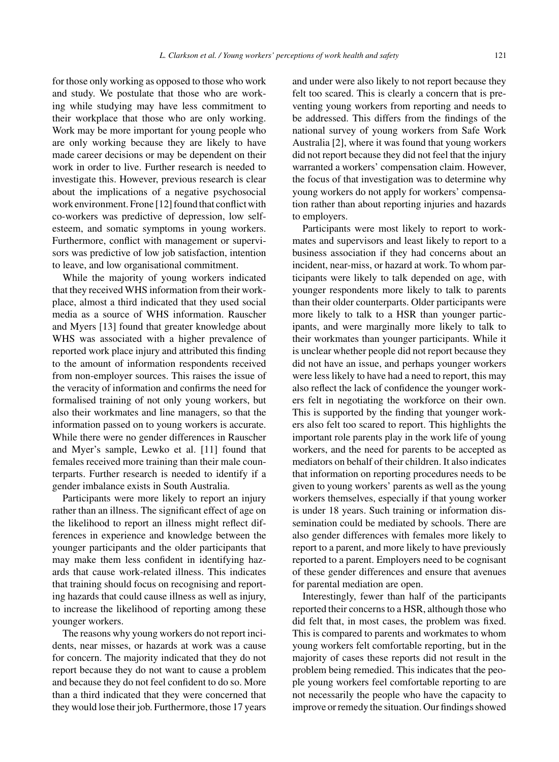for those only working as opposed to those who work and study. We postulate that those who are working while studying may have less commitment to their workplace that those who are only working. Work may be more important for young people who are only working because they are likely to have made career decisions or may be dependent on their work in order to live. Further research is needed to investigate this. However, previous research is clear about the implications of a negative psychosocial work environment. Frone [12] found that conflict with co-workers was predictive of depression, low self-esteem, and somatic symptoms in young workers. Furthermore, conflict with management or supervisors was predictive of low job satisfaction, intention to leave, and low organisational commitment.

While the majority of young workers indicated that they received WHS information from their workplace, almost a third indicated that they used social media as a source of WHS information. Rauscher and Myers [13] found that greater knowledge about WHS was associated with a higher prevalence of reported work place injury and attributed this finding to the amount of information respondents received from non-employer sources. This raises the issue of the veracity of information and confirms the need for formalised training of not only young workers, but also their workmates and line managers, so that the information passed on to young workers is accurate. While there were no gender differences in Rauscher and Myer's sample, Lewko et al. [11] found that females received more training than their male counterparts. Further research is needed to identify if a gender imbalance exists in South Australia.

Participants were more likely to report an injury rather than an illness. The significant effect of age on the likelihood to report an illness might reflect differences in experience and knowledge between the younger participants and the older participants that may make them less confident in identifying hazards that cause work-related illness. This indicates that training should focus on recognising and reporting hazards that could cause illness as well as injury, to increase the likelihood of reporting among these younger workers.

The reasons why young workers do not report incidents, near misses, or hazards at work was a cause for concern. The majority indicated that they do not report because they do not want to cause a problem and because they do not feel confident to do so. More than a third indicated that they were concerned that they would lose their job. Furthermore, those 17 years and under were also likely to not report because they felt too scared. This is clearly a concern that is preventing young workers from reporting and needs to be addressed. This differs from the findings of the national survey of young workers from Safe Work Australia [2], where it was found that young workers did not report because they did not feel that the injury warranted a workers' compensation claim. However, the focus of that investigation was to determine why young workers do not apply for workers' compensation rather than about reporting injuries and hazards to employers.

Participants were most likely to report to workmates and supervisors and least likely to report to a business association if they had concerns about an incident, near-miss, or hazard at work. To whom participants were likely to talk depended on age, with younger respondents more likely to talk to parents than their older counterparts. Older participants were more likely to talk to a HSR than younger participants, and were marginally more likely to talk to their workmates than younger participants. While it is unclear whether people did not report because they did not have an issue, and perhaps younger workers were less likely to have had a need to report, this may also reflect the lack of confidence the younger workers felt in negotiating the workforce on their own. This is supported by the finding that younger workers also felt too scared to report. This highlights the important role parents play in the work life of young workers, and the need for parents to be accepted as mediators on behalf of their children. It also indicates that information on reporting procedures needs to be given to young workers' parents as well as the young workers themselves, especially if that young worker is under 18 years. Such training or information dissemination could be mediated by schools. There are also gender differences with females more likely to report to a parent, and more likely to have previously reported to a parent. Employers need to be cognisant of these gender differences and ensure that avenues for parental mediation are open.

Interestingly, fewer than half of the participants reported their concerns to a HSR, although those who did felt that, in most cases, the problem was fixed. This is compared to parents and workmates to whom young workers felt comfortable reporting, but in the majority of cases these reports did not result in the problem being remedied. This indicates that the people young workers feel comfortable reporting to are not necessarily the people who have the capacity to improve or remedy the situation. Our findings showed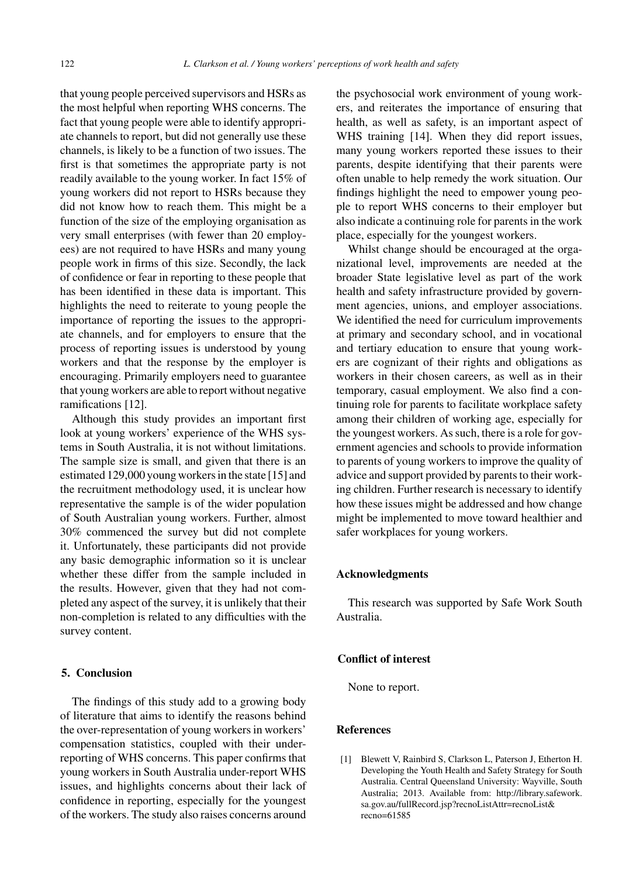that young people perceived supervisors and HSRs as the most helpful when reporting WHS concerns. The fact that young people were able to identify appropriate channels to report, but did not generally use these channels, is likely to be a function of two issues. The first is that sometimes the appropriate party is not readily available to the young worker. In fact 15% of young workers did not report to HSRs because they did not know how to reach them. This might be a function of the size of the employing organisation as very small enterprises (with fewer than 20 employees) are not required to have HSRs and many young people work in firms of this size. Secondly, the lack of confidence or fear in reporting to these people that has been identified in these data is important. This highlights the need to reiterate to young people the importance of reporting the issues to the appropriate channels, and for employers to ensure that the process of reporting issues is understood by young workers and that the response by the employer is encouraging. Primarily employers need to guarantee that young workers are able to report without negative ramifications [12].

Although this study provides an important first look at young workers' experience of the WHS systems in South Australia, it is not without limitations. The sample size is small, and given that there is an estimated 129,000 young workers in the state [15] and the recruitment methodology used, it is unclear how representative the sample is of the wider population of South Australian young workers. Further, almost 30% commenced the survey but did not complete it. Unfortunately, these participants did not provide any basic demographic information so it is unclear whether these differ from the sample included in the results. However, given that they had not completed any aspect of the survey, it is unlikely that their non-completion is related to any difficulties with the survey content.

## 5. Conclusion

The findings of this study add to a growing body of literature that aims to identify the reasons behind the over-representation of young workers in workers' compensation statistics, coupled with their under-reporting of WHS concerns. This paper confirms that young workers in South Australia under-report WHS issues, and highlights concerns about their lack of confidence in reporting, especially for the youngest of the workers. The study also raises concerns around the psychosocial work environment of young workers, and reiterates the importance of ensuring that health, as well as safety, is an important aspect of WHS training [14]. When they did report issues, many young workers reported these issues to their parents, despite identifying that their parents were often unable to help remedy the work situation. Our findings highlight the need to empower young people to report WHS concerns to their employer but also indicate a continuing role for parents in the work place, especially for the youngest workers.

Whilst change should be encouraged at the organizational level, improvements are needed at the broader State legislative level as part of the work health and safety infrastructure provided by government agencies, unions, and employer associations. We identified the need for curriculum improvements at primary and secondary school, and in vocational and tertiary education to ensure that young workers are cognizant of their rights and obligations as workers in their chosen careers, as well as in their temporary, casual employment. We also find a continuing role for parents to facilitate workplace safety among their children of working age, especially for the youngest workers. As such, there is a role for government agencies and schools to provide information to parents of young workers to improve the quality of advice and support provided by parents to their working children. Further research is necessary to identify how these issues might be addressed and how change might be implemented to move toward healthier and safer workplaces for young workers.

## Acknowledgments

This research was supported by Safe Work South Australia.

## Conflict of interest

None to report.

## References

[1] Blewett V, Rainbird S, Clarkson L, Paterson J, Etherton H. Developing the Youth Health and Safety Strategy for South Australia. Central Queensland University: Wayville, South Australia; 2013. Available from: http://library.safework.sa.gov.au/fullRecord.jsp?recnoListAttr=recnoList&recno=61585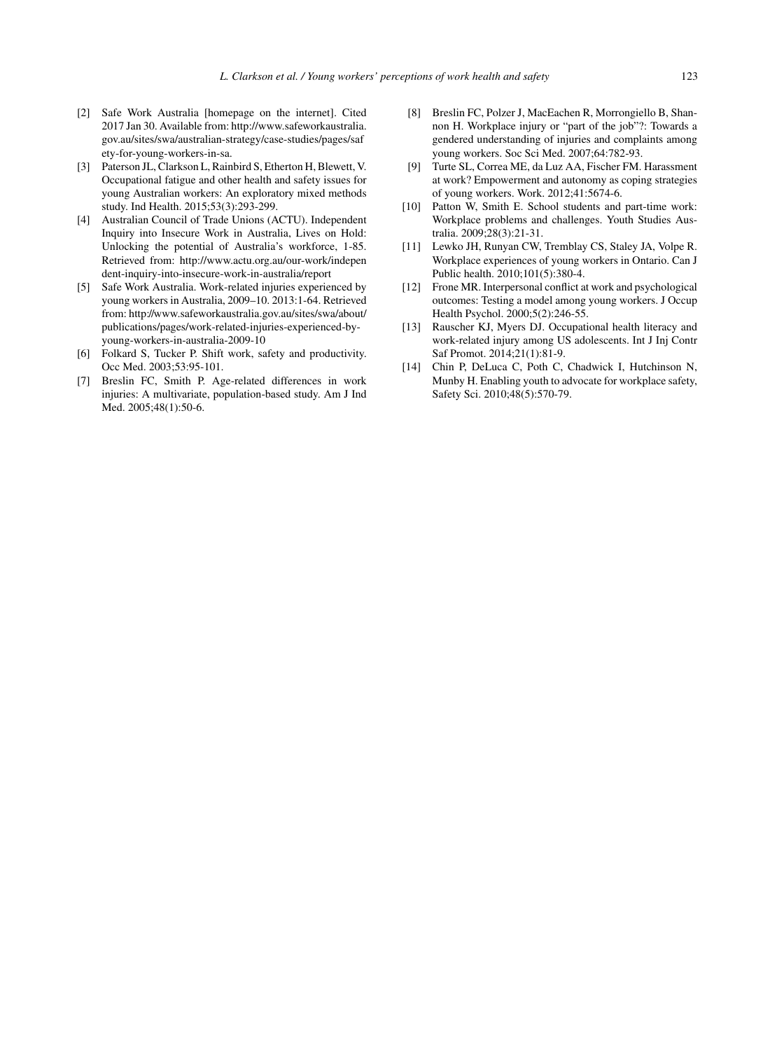[2] Safe Work Australia [homepage on the internet]. Cited 2017 Jan 30. Available from: http://www.safeworkaustralia.gov.au/sites/swa/australian-strategy/case-studies/pages/safety-for-young-workers-in-sa.

[3] Paterson JL, Clarkson L, Rainbird S, Etherton H, Blewett, V. Occupational fatigue and other health and safety issues for young Australian workers: An exploratory mixed methods study. Ind Health. 2015;53(3):293-299.

[4] Australian Council of Trade Unions (ACTU). Independent Inquiry into Insecure Work in Australia, Lives on Hold: Unlocking the potential of Australia's workforce, 1-85. Retrieved from: http://www.actu.org.au/our-work/independent-inquiry-into-insecure-work-in-australia/report

[5] Safe Work Australia. Work-related injuries experienced by young workers in Australia, 2009–10. 2013:1-64. Retrieved from: http://www.safeworkaustralia.gov.au/sites/swa/about/publications/pages/work-related-injuries-experienced-by-young-workers-in-australia-2009-10

[6] Folkard S, Tucker P. Shift work, safety and productivity. Occ Med. 2003;53:95-101.

[7] Breslin FC, Smith P. Age-related differences in work injuries: A multivariate, population-based study. Am J Ind Med. 2005;48(1):50-6.

[8] Breslin FC, Polzer J, MacEachen R, Morrongiello B, Shannon H. Workplace injury or "part of the job"?: Towards a gendered understanding of injuries and complaints among young workers. Soc Sci Med. 2007;64:782-93.

[9] Turte SL, Correa ME, da Luz AA, Fischer FM. Harassment at work? Empowerment and autonomy as coping strategies of young workers. Work. 2012;41:5674-6.

[10] Patton W, Smith E. School students and part-time work: Workplace problems and challenges. Youth Studies Australia. 2009;28(3):21-31.

[11] Lewko JH, Runyan CW, Tremblay CS, Staley JA, Volpe R. Workplace experiences of young workers in Ontario. Can J Public health. 2010;101(5):380-4.

[12] Frone MR. Interpersonal conflict at work and psychological outcomes: Testing a model among young workers. J Occup Health Psychol. 2000;5(2):246-55.

[13] Rauscher KJ, Myers DJ. Occupational health literacy and work-related injury among US adolescents. Int J Inj Contr Saf Promot. 2014;21(1):81-9.

[14] Chin P, DeLuca C, Poth C, Chadwick I, Hutchinson N, Munby H. Enabling youth to advocate for workplace safety, Safety Sci. 2010;48(5):570-79.